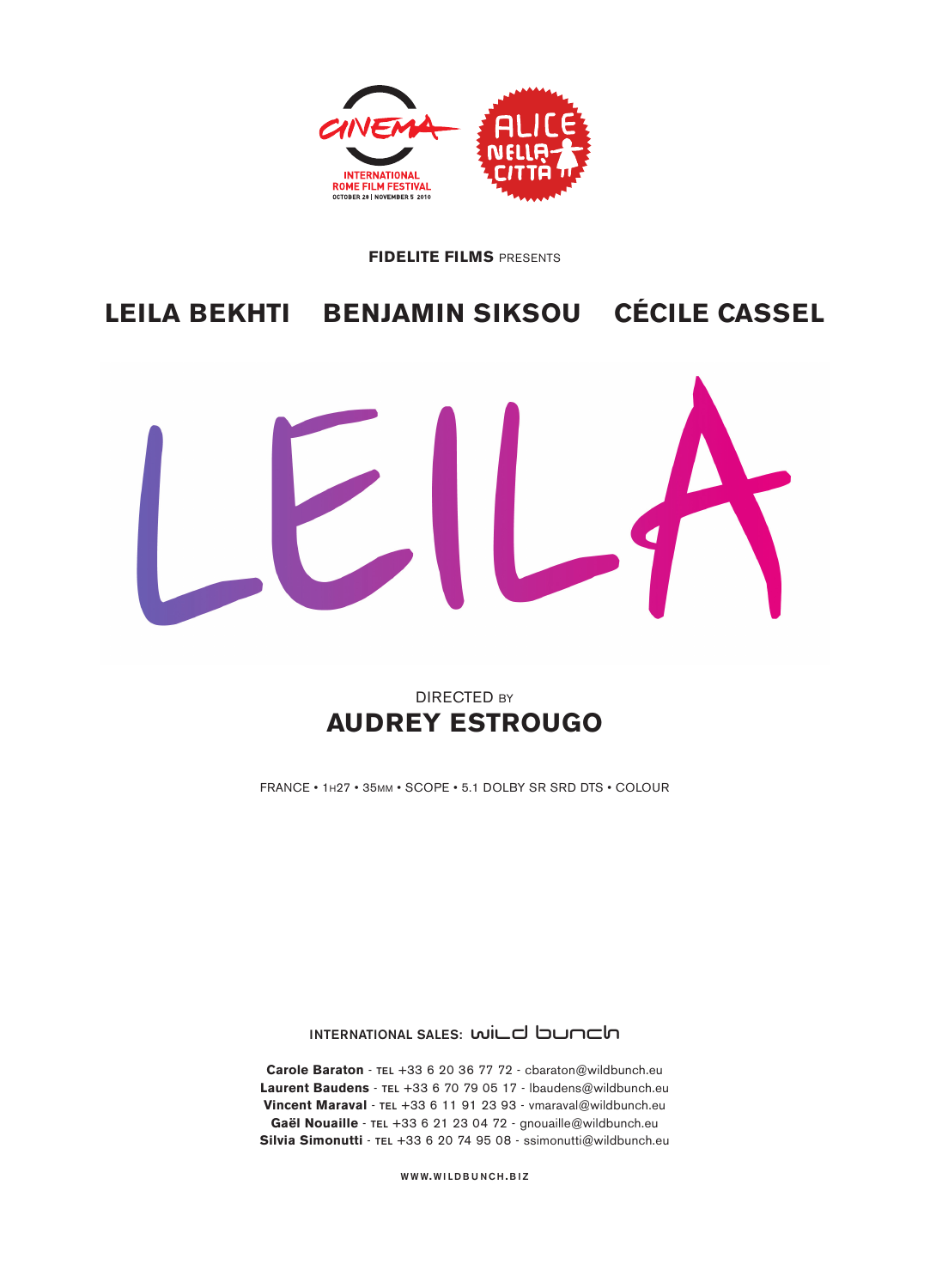CINEMA
INTERNATIONAL ROME FILM FESTIVAL
OCTOBER 28 | NOVEMBER 5 2010

ALICE NELLA CITTÀ

**FIDELITE FILMS** PRESENTS

**LEILA BEKHTI   BENJAMIN SIKSOU   CÉCILE CASSEL**

# LEILA

DIRECTED BY

## AUDREY ESTROUGO

FRANCE • 1H27 • 35MM • SCOPE • 5.1 DOLBY SR SRD DTS • COLOUR

INTERNATIONAL SALES: wild bunch

**Carole Baraton** - TEL +33 6 20 36 77 72 - cbaraton@wildbunch.eu
**Laurent Baudens** - TEL +33 6 70 79 05 17 - lbaudens@wildbunch.eu
**Vincent Maraval** - TEL +33 6 11 91 23 93 - vmaraval@wildbunch.eu
**Gaël Nouaille** - TEL +33 6 21 23 04 72 - gnouaille@wildbunch.eu
**Silvia Simonutti** - TEL +33 6 20 74 95 08 - ssimonutti@wildbunch.eu

WWW.WILDBUNCH.BIZ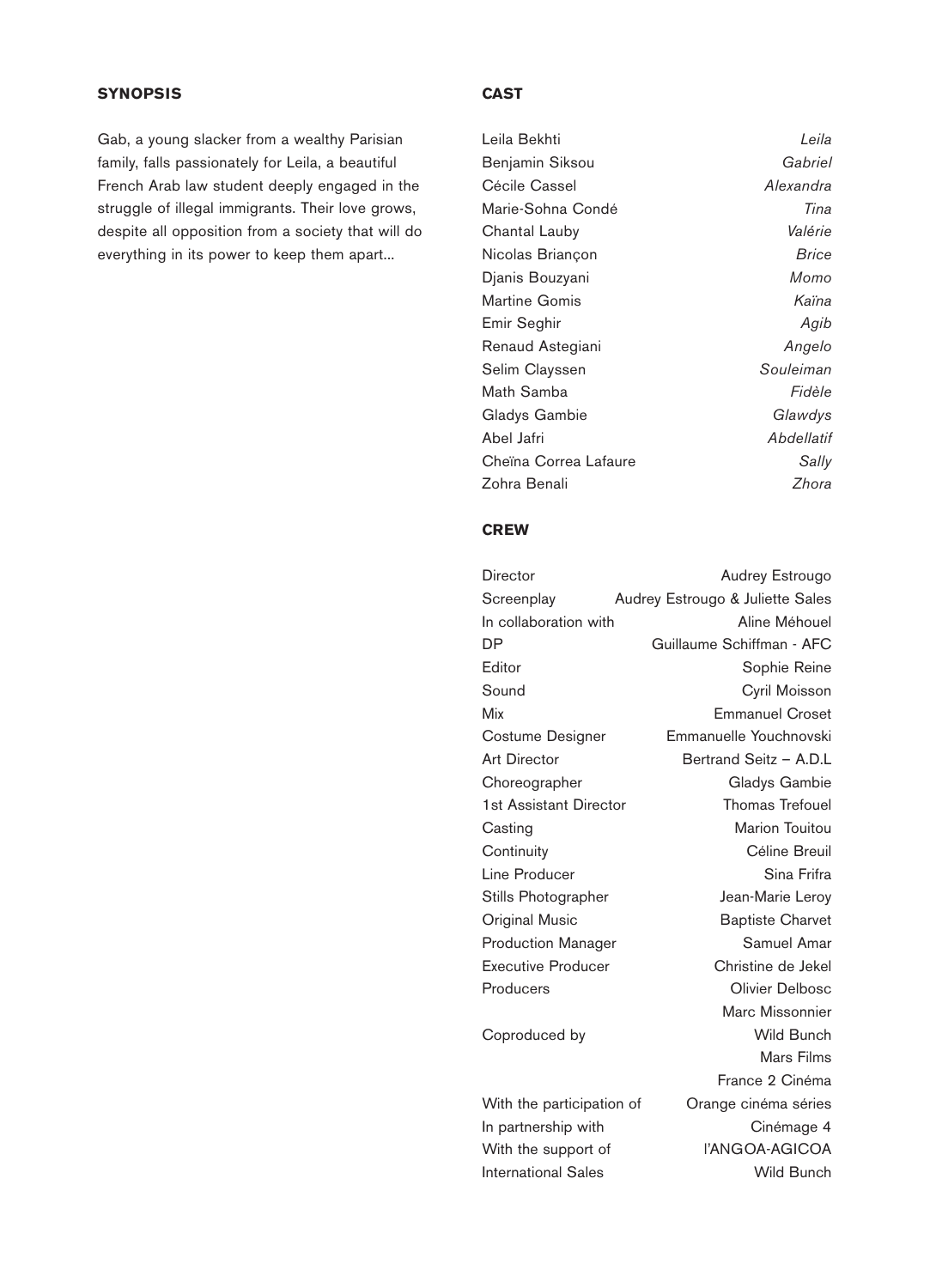## SYNOPSIS

Gab, a young slacker from a wealthy Parisian family, falls passionately for Leila, a beautiful French Arab law student deeply engaged in the struggle of illegal immigrants. Their love grows, despite all opposition from a society that will do everything in its power to keep them apart...

## CAST

| | |
|---|---|
| Leila Bekhti | *Leila* |
| Benjamin Siksou | *Gabriel* |
| Cécile Cassel | *Alexandra* |
| Marie-Sohna Condé | *Tina* |
| Chantal Lauby | *Valérie* |
| Nicolas Briançon | *Brice* |
| Djanis Bouzyani | *Momo* |
| Martine Gomis | *Kaïna* |
| Emir Seghir | *Agib* |
| Renaud Astegiani | *Angelo* |
| Selim Clayssen | *Souleiman* |
| Math Samba | *Fidèle* |
| Gladys Gambie | *Glawdys* |
| Abel Jafri | *Abdellatif* |
| Cheïna Correa Lafaure | *Sally* |
| Zohra Benali | *Zhora* |

## CREW

| | |
|---|---|
| Director | Audrey Estrougo |
| Screenplay | Audrey Estrougo & Juliette Sales |
| In collaboration with | Aline Méhouel |
| DP | Guillaume Schiffman - AFC |
| Editor | Sophie Reine |
| Sound | Cyril Moisson |
| Mix | Emmanuel Croset |
| Costume Designer | Emmanuelle Youchnovski |
| Art Director | Bertrand Seitz – A.D.L |
| Choreographer | Gladys Gambie |
| 1st Assistant Director | Thomas Trefouel |
| Casting | Marion Touitou |
| Continuity | Céline Breuil |
| Line Producer | Sina Frifra |
| Stills Photographer | Jean-Marie Leroy |
| Original Music | Baptiste Charvet |
| Production Manager | Samuel Amar |
| Executive Producer | Christine de Jekel |
| Producers | Olivier Delbosc<br>Marc Missonnier |
| Coproduced by | Wild Bunch<br>Mars Films<br>France 2 Cinéma |
| With the participation of | Orange cinéma séries |
| In partnership with | Cinémage 4 |
| With the support of | l'ANGOA-AGICOA |
| International Sales | Wild Bunch |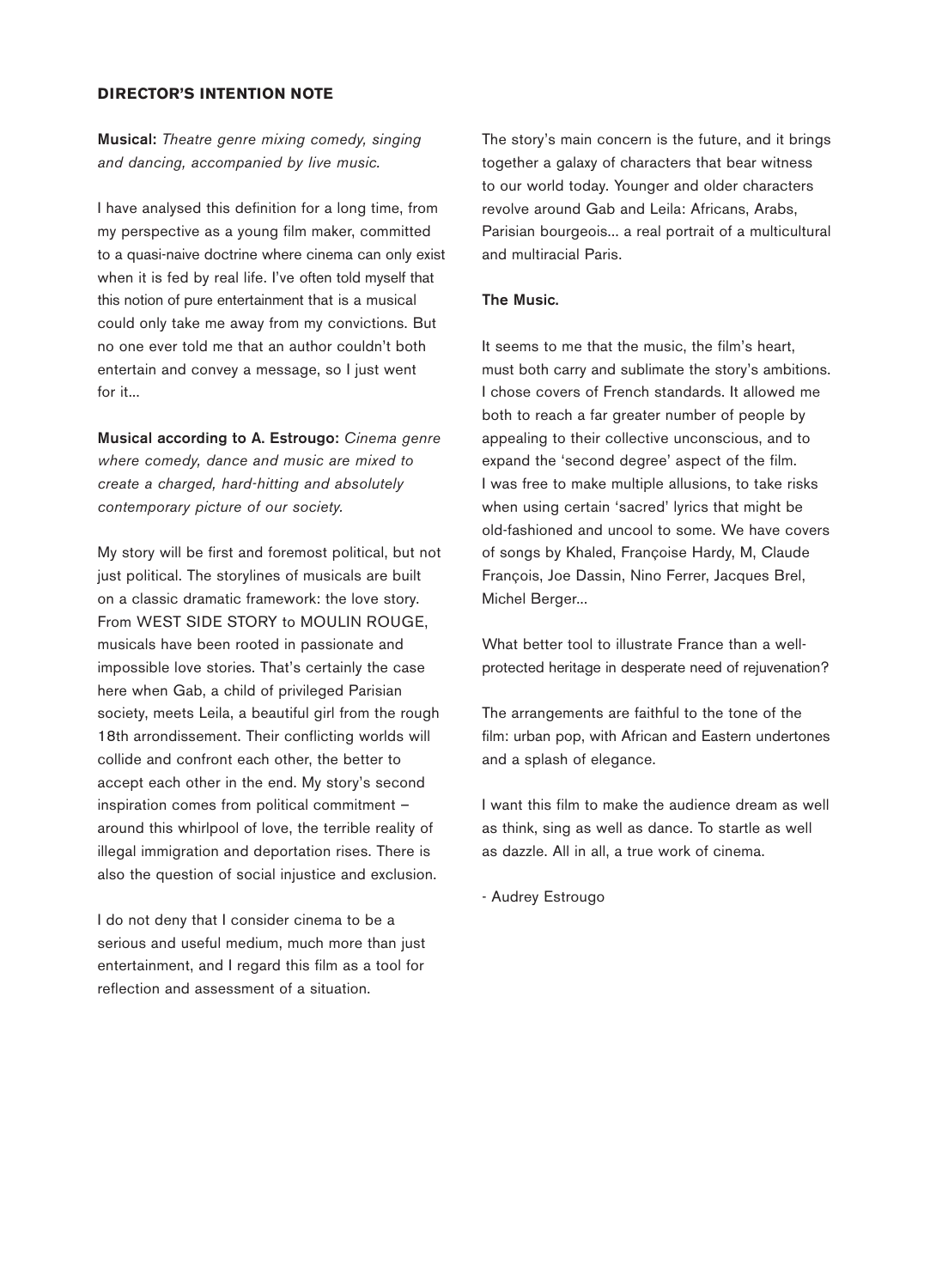## DIRECTOR'S INTENTION NOTE

**Musical:** *Theatre genre mixing comedy, singing and dancing, accompanied by live music.*

I have analysed this definition for a long time, from my perspective as a young film maker, committed to a quasi-naive doctrine where cinema can only exist when it is fed by real life. I've often told myself that this notion of pure entertainment that is a musical could only take me away from my convictions. But no one ever told me that an author couldn't both entertain and convey a message, so I just went for it...

**Musical according to A. Estrougo:** *Cinema genre where comedy, dance and music are mixed to create a charged, hard-hitting and absolutely contemporary picture of our society.*

My story will be first and foremost political, but not just political. The storylines of musicals are built on a classic dramatic framework: the love story. From WEST SIDE STORY to MOULIN ROUGE, musicals have been rooted in passionate and impossible love stories. That's certainly the case here when Gab, a child of privileged Parisian society, meets Leila, a beautiful girl from the rough 18th arrondissement. Their conflicting worlds will collide and confront each other, the better to accept each other in the end. My story's second inspiration comes from political commitment – around this whirlpool of love, the terrible reality of illegal immigration and deportation rises. There is also the question of social injustice and exclusion.

I do not deny that I consider cinema to be a serious and useful medium, much more than just entertainment, and I regard this film as a tool for reflection and assessment of a situation.

The story's main concern is the future, and it brings together a galaxy of characters that bear witness to our world today. Younger and older characters revolve around Gab and Leila: Africans, Arabs, Parisian bourgeois... a real portrait of a multicultural and multiracial Paris.

**The Music.**

It seems to me that the music, the film's heart, must both carry and sublimate the story's ambitions. I chose covers of French standards. It allowed me both to reach a far greater number of people by appealing to their collective unconscious, and to expand the 'second degree' aspect of the film. I was free to make multiple allusions, to take risks when using certain 'sacred' lyrics that might be old-fashioned and uncool to some. We have covers of songs by Khaled, Françoise Hardy, M, Claude François, Joe Dassin, Nino Ferrer, Jacques Brel, Michel Berger...

What better tool to illustrate France than a well-protected heritage in desperate need of rejuvenation?

The arrangements are faithful to the tone of the film: urban pop, with African and Eastern undertones and a splash of elegance.

I want this film to make the audience dream as well as think, sing as well as dance. To startle as well as dazzle. All in all, a true work of cinema.

- Audrey Estrougo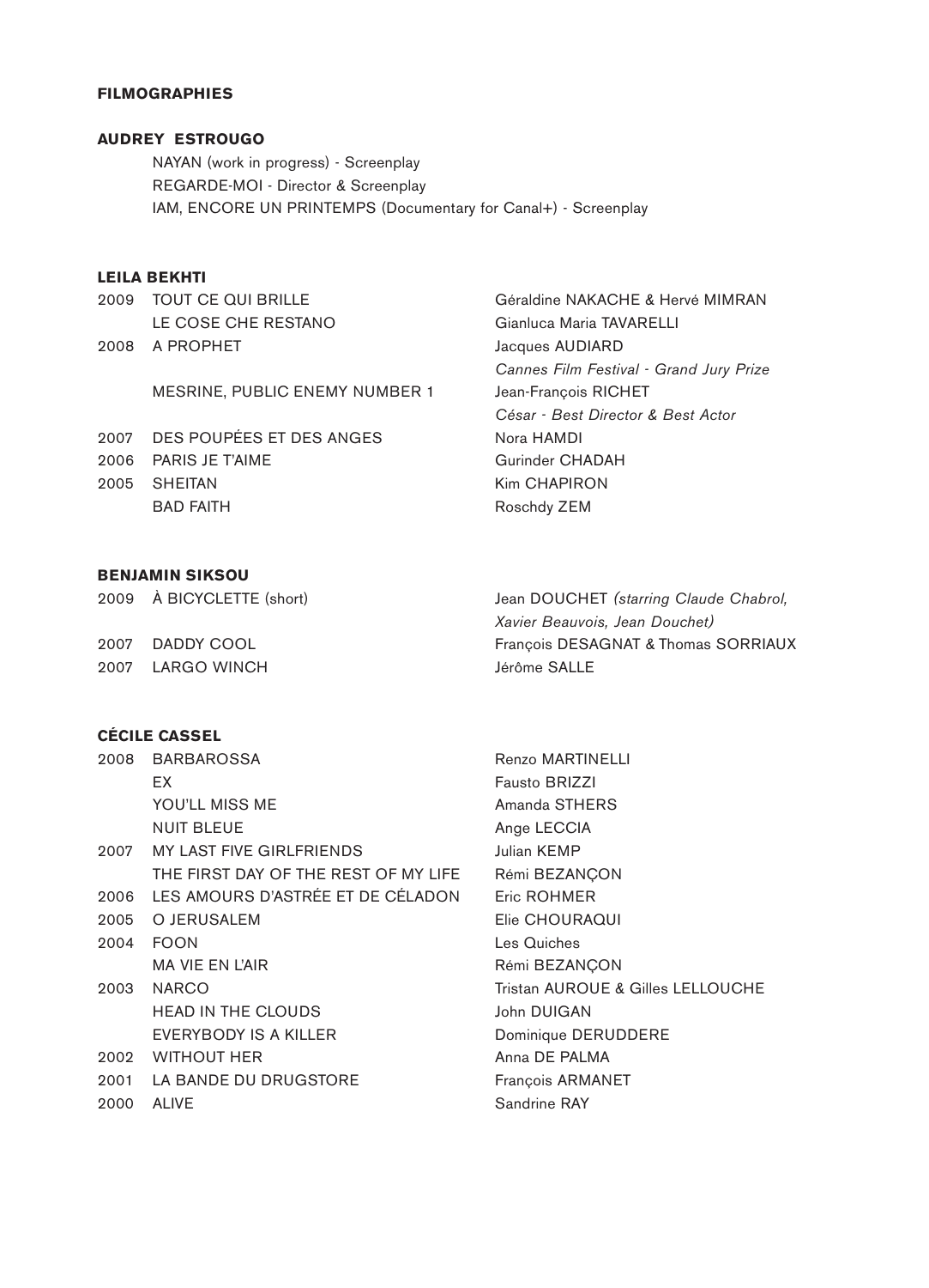## FILMOGRAPHIES

### AUDREY ESTROUGO

NAYAN (work in progress) - Screenplay
REGARDE-MOI - Director & Screenplay
IAM, ENCORE UN PRINTEMPS (Documentary for Canal+) - Screenplay

### LEILA BEKHTI

| Year | Title | Director |
|---|---|---|
| 2009 | TOUT CE QUI BRILLE | Géraldine NAKACHE & Hervé MIMRAN |
| | LE COSE CHE RESTANO | Gianluca Maria TAVARELLI |
| 2008 | A PROPHET | Jacques AUDIARD<br>*Cannes Film Festival - Grand Jury Prize* |
| | MESRINE, PUBLIC ENEMY NUMBER 1 | Jean-François RICHET<br>*César - Best Director & Best Actor* |
| 2007 | DES POUPÉES ET DES ANGES | Nora HAMDI |
| 2006 | PARIS JE T'AIME | Gurinder CHADAH |
| 2005 | SHEITAN | Kim CHAPIRON |
| | BAD FAITH | Roschdy ZEM |

### BENJAMIN SIKSOU

| Year | Title | Director |
|---|---|---|
| 2009 | À BICYCLETTE (short) | Jean DOUCHET *(starring Claude Chabrol, Xavier Beauvois, Jean Douchet)* |
| 2007 | DADDY COOL | François DESAGNAT & Thomas SORRIAUX |
| 2007 | LARGO WINCH | Jérôme SALLE |

### CÉCILE CASSEL

| Year | Title | Director |
|---|---|---|
| 2008 | BARBAROSSA | Renzo MARTINELLI |
| | EX | Fausto BRIZZI |
| | YOU'LL MISS ME | Amanda STHERS |
| | NUIT BLEUE | Ange LECCIA |
| 2007 | MY LAST FIVE GIRLFRIENDS | Julian KEMP |
| | THE FIRST DAY OF THE REST OF MY LIFE | Rémi BEZANÇON |
| 2006 | LES AMOURS D'ASTRÉE ET DE CÉLADON | Eric ROHMER |
| 2005 | O JERUSALEM | Elie CHOURAQUI |
| 2004 | FOON | Les Quiches |
| | MA VIE EN L'AIR | Rémi BEZANÇON |
| 2003 | NARCO | Tristan AUROUE & Gilles LELLOUCHE |
| | HEAD IN THE CLOUDS | John DUIGAN |
| | EVERYBODY IS A KILLER | Dominique DERUDDERE |
| 2002 | WITHOUT HER | Anna DE PALMA |
| 2001 | LA BANDE DU DRUGSTORE | François ARMANET |
| 2000 | ALIVE | Sandrine RAY |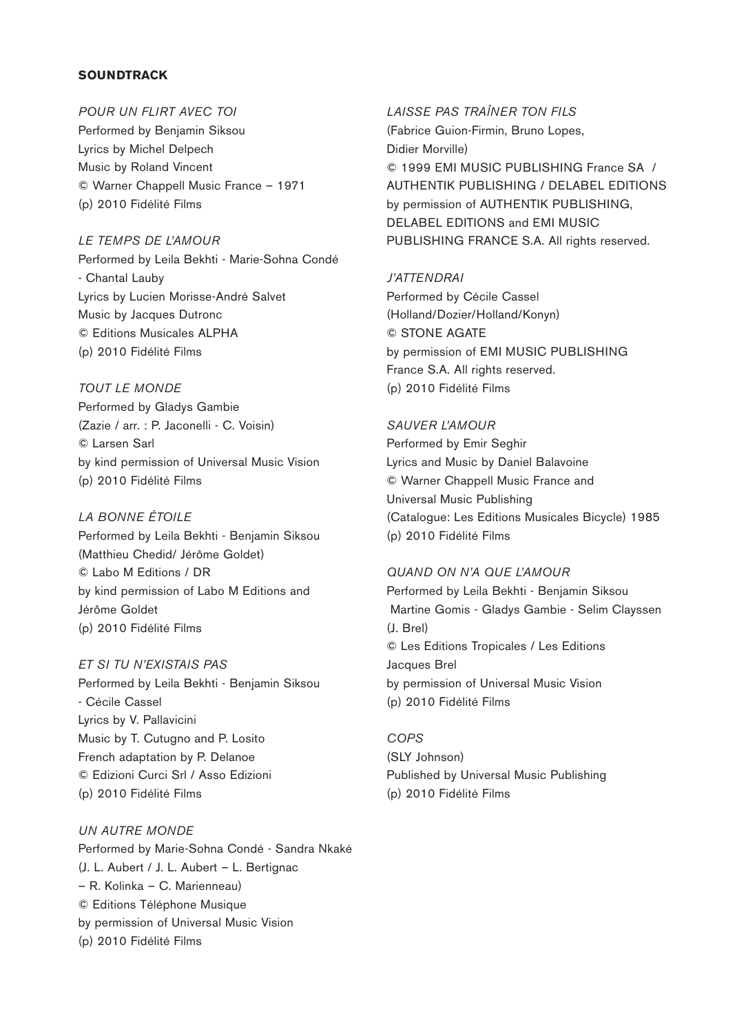**SOUNDTRACK**

*POUR UN FLIRT AVEC TOI*
Performed by Benjamin Siksou
Lyrics by Michel Delpech
Music by Roland Vincent
© Warner Chappell Music France – 1971
(p) 2010 Fidélité Films

*LE TEMPS DE L'AMOUR*
Performed by Leila Bekhti - Marie-Sohna Condé - Chantal Lauby
Lyrics by Lucien Morisse-André Salvet
Music by Jacques Dutronc
© Editions Musicales ALPHA
(p) 2010 Fidélité Films

*TOUT LE MONDE*
Performed by Gladys Gambie
(Zazie / arr. : P. Jaconelli - C. Voisin)
© Larsen Sarl
by kind permission of Universal Music Vision
(p) 2010 Fidélité Films

*LA BONNE ÉTOILE*
Performed by Leila Bekhti - Benjamin Siksou
(Matthieu Chedid/ Jérôme Goldet)
© Labo M Editions / DR
by kind permission of Labo M Editions and Jérôme Goldet
(p) 2010 Fidélité Films

*ET SI TU N'EXISTAIS PAS*
Performed by Leila Bekhti - Benjamin Siksou - Cécile Cassel
Lyrics by V. Pallavicini
Music by T. Cutugno and P. Losito
French adaptation by P. Delanoe
© Edizioni Curci Srl / Asso Edizioni
(p) 2010 Fidélité Films

*UN AUTRE MONDE*
Performed by Marie-Sohna Condé - Sandra Nkaké
(J. L. Aubert / J. L. Aubert – L. Bertignac – R. Kolinka – C. Marienneau)
© Editions Téléphone Musique
by permission of Universal Music Vision
(p) 2010 Fidélité Films

*LAISSE PAS TRAÎNER TON FILS*
(Fabrice Guion-Firmin, Bruno Lopes, Didier Morville)
© 1999 EMI MUSIC PUBLISHING France SA / AUTHENTIK PUBLISHING / DELABEL EDITIONS
by permission of AUTHENTIK PUBLISHING, DELABEL EDITIONS and EMI MUSIC PUBLISHING FRANCE S.A. All rights reserved.

*J'ATTENDRAI*
Performed by Cécile Cassel
(Holland/Dozier/Holland/Konyn)
© STONE AGATE
by permission of EMI MUSIC PUBLISHING France S.A. All rights reserved.
(p) 2010 Fidélité Films

*SAUVER L'AMOUR*
Performed by Emir Seghir
Lyrics and Music by Daniel Balavoine
© Warner Chappell Music France and Universal Music Publishing
(Catalogue: Les Editions Musicales Bicycle) 1985
(p) 2010 Fidélité Films

*QUAND ON N'A QUE L'AMOUR*
Performed by Leila Bekhti - Benjamin Siksou
Martine Gomis - Gladys Gambie - Selim Clayssen
(J. Brel)
© Les Editions Tropicales / Les Editions Jacques Brel
by permission of Universal Music Vision
(p) 2010 Fidélité Films

*COPS*
(SLY Johnson)
Published by Universal Music Publishing
(p) 2010 Fidélité Films